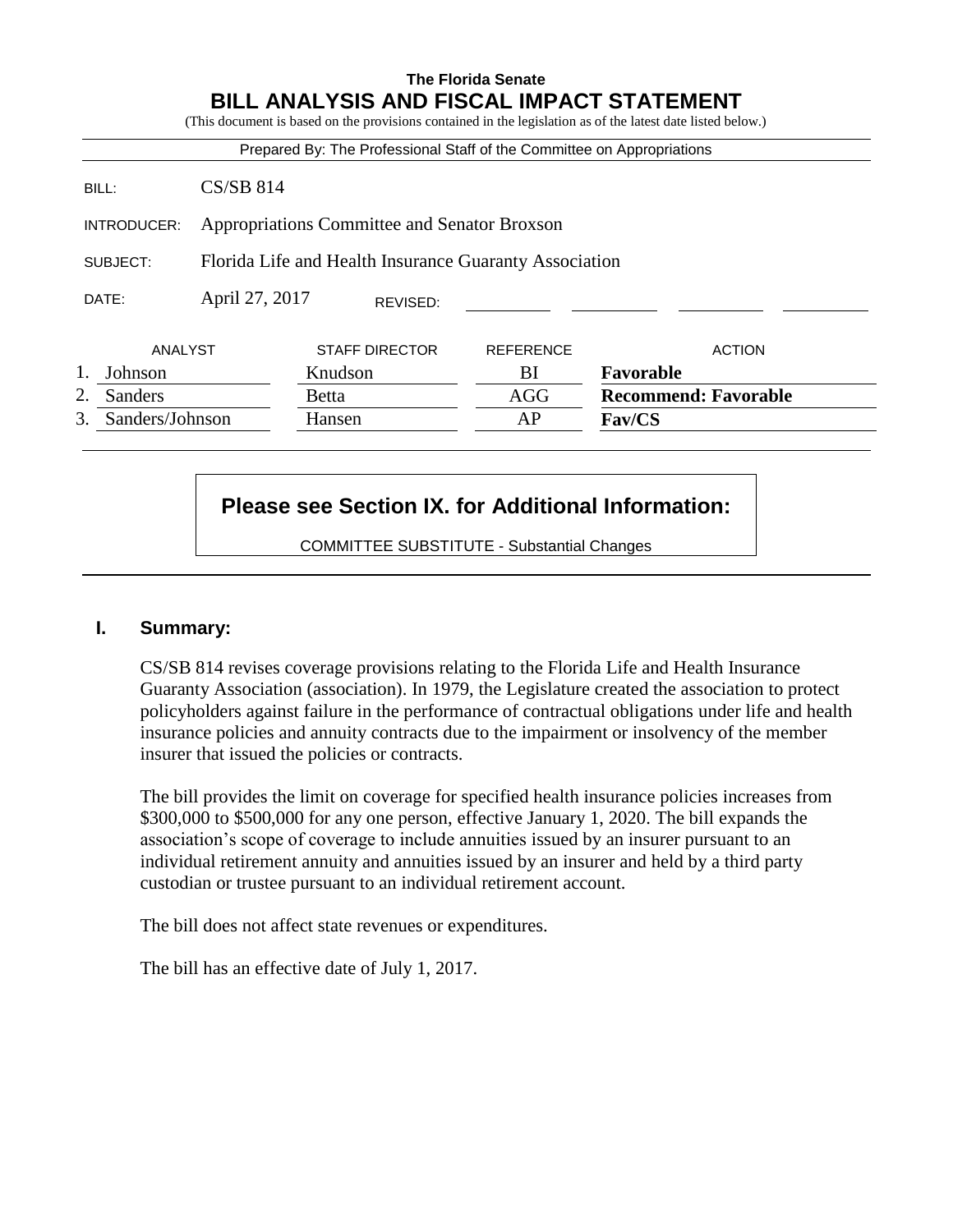**The Florida Senate**

# BILL ANALYSIS AND FISCAL IMPACT STATEMENT

(This document is based on the provisions contained in the legislation as of the latest date listed below.)

Prepared By: The Professional Staff of the Committee on Appropriations

| | |
|---|---|
| BILL: | CS/SB 814 |
| INTRODUCER: | Appropriations Committee and Senator Broxson |
| SUBJECT: | Florida Life and Health Insurance Guaranty Association |
| DATE: | April 27, 2017 REVISED: |

| | ANALYST | STAFF DIRECTOR | REFERENCE | ACTION |
|---|---|---|---|---|
| 1. | Johnson | Knudson | BI | **Favorable** |
| 2. | Sanders | Betta | AGG | **Recommend: Favorable** |
| 3. | Sanders/Johnson | Hansen | AP | **Fav/CS** |

**Please see Section IX. for Additional Information:**

COMMITTEE SUBSTITUTE - Substantial Changes

## I. Summary:

CS/SB 814 revises coverage provisions relating to the Florida Life and Health Insurance Guaranty Association (association). In 1979, the Legislature created the association to protect policyholders against failure in the performance of contractual obligations under life and health insurance policies and annuity contracts due to the impairment or insolvency of the member insurer that issued the policies or contracts.

The bill provides the limit on coverage for specified health insurance policies increases from $300,000 to $500,000 for any one person, effective January 1, 2020. The bill expands the association's scope of coverage to include annuities issued by an insurer pursuant to an individual retirement annuity and annuities issued by an insurer and held by a third party custodian or trustee pursuant to an individual retirement account.

The bill does not affect state revenues or expenditures.

The bill has an effective date of July 1, 2017.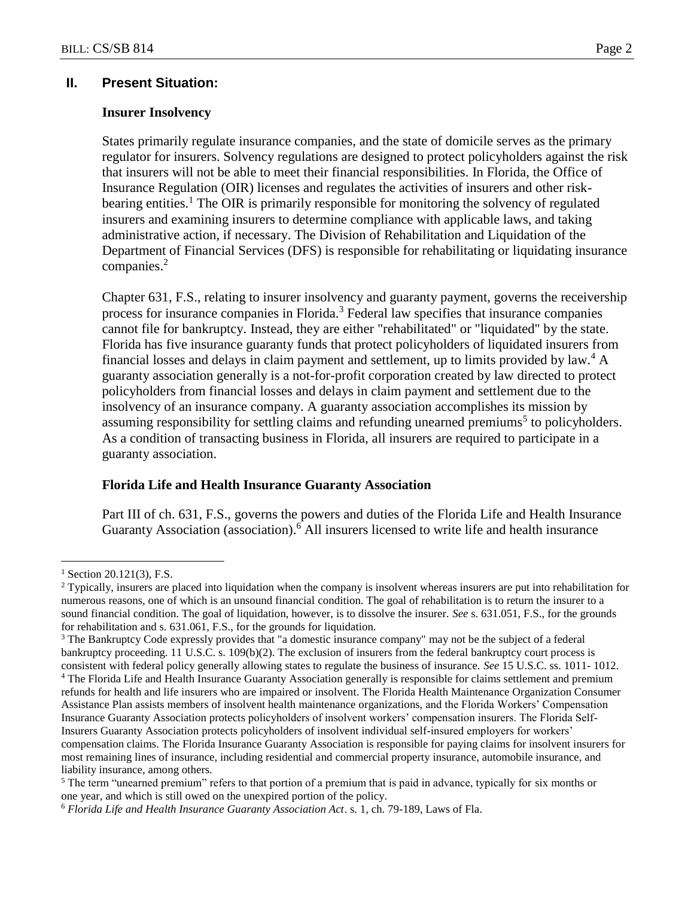## II. Present Situation:

### Insurer Insolvency

States primarily regulate insurance companies, and the state of domicile serves as the primary regulator for insurers. Solvency regulations are designed to protect policyholders against the risk that insurers will not be able to meet their financial responsibilities. In Florida, the Office of Insurance Regulation (OIR) licenses and regulates the activities of insurers and other risk-bearing entities.[1] The OIR is primarily responsible for monitoring the solvency of regulated insurers and examining insurers to determine compliance with applicable laws, and taking administrative action, if necessary. The Division of Rehabilitation and Liquidation of the Department of Financial Services (DFS) is responsible for rehabilitating or liquidating insurance companies.[2]

Chapter 631, F.S., relating to insurer insolvency and guaranty payment, governs the receivership process for insurance companies in Florida.[3] Federal law specifies that insurance companies cannot file for bankruptcy. Instead, they are either "rehabilitated" or "liquidated" by the state. Florida has five insurance guaranty funds that protect policyholders of liquidated insurers from financial losses and delays in claim payment and settlement, up to limits provided by law.[4] A guaranty association generally is a not-for-profit corporation created by law directed to protect policyholders from financial losses and delays in claim payment and settlement due to the insolvency of an insurance company. A guaranty association accomplishes its mission by assuming responsibility for settling claims and refunding unearned premiums[5] to policyholders. As a condition of transacting business in Florida, all insurers are required to participate in a guaranty association.

### Florida Life and Health Insurance Guaranty Association

Part III of ch. 631, F.S., governs the powers and duties of the Florida Life and Health Insurance Guaranty Association (association).[6] All insurers licensed to write life and health insurance

---

[1] Section 20.121(3), F.S.

[2] Typically, insurers are placed into liquidation when the company is insolvent whereas insurers are put into rehabilitation for numerous reasons, one of which is an unsound financial condition. The goal of rehabilitation is to return the insurer to a sound financial condition. The goal of liquidation, however, is to dissolve the insurer. *See* s. 631.051, F.S., for the grounds for rehabilitation and s. 631.061, F.S., for the grounds for liquidation.

[3] The Bankruptcy Code expressly provides that "a domestic insurance company" may not be the subject of a federal bankruptcy proceeding. 11 U.S.C. s. 109(b)(2). The exclusion of insurers from the federal bankruptcy court process is consistent with federal policy generally allowing states to regulate the business of insurance. *See* 15 U.S.C. ss. 1011- 1012.

[4] The Florida Life and Health Insurance Guaranty Association generally is responsible for claims settlement and premium refunds for health and life insurers who are impaired or insolvent. The Florida Health Maintenance Organization Consumer Assistance Plan assists members of insolvent health maintenance organizations, and the Florida Workers' Compensation Insurance Guaranty Association protects policyholders of insolvent workers' compensation insurers. The Florida Self-Insurers Guaranty Association protects policyholders of insolvent individual self-insured employers for workers' compensation claims. The Florida Insurance Guaranty Association is responsible for paying claims for insolvent insurers for most remaining lines of insurance, including residential and commercial property insurance, automobile insurance, and liability insurance, among others.

[5] The term "unearned premium" refers to that portion of a premium that is paid in advance, typically for six months or one year, and which is still owed on the unexpired portion of the policy.

[6] *Florida Life and Health Insurance Guaranty Association Act*. s. 1, ch. 79-189, Laws of Fla.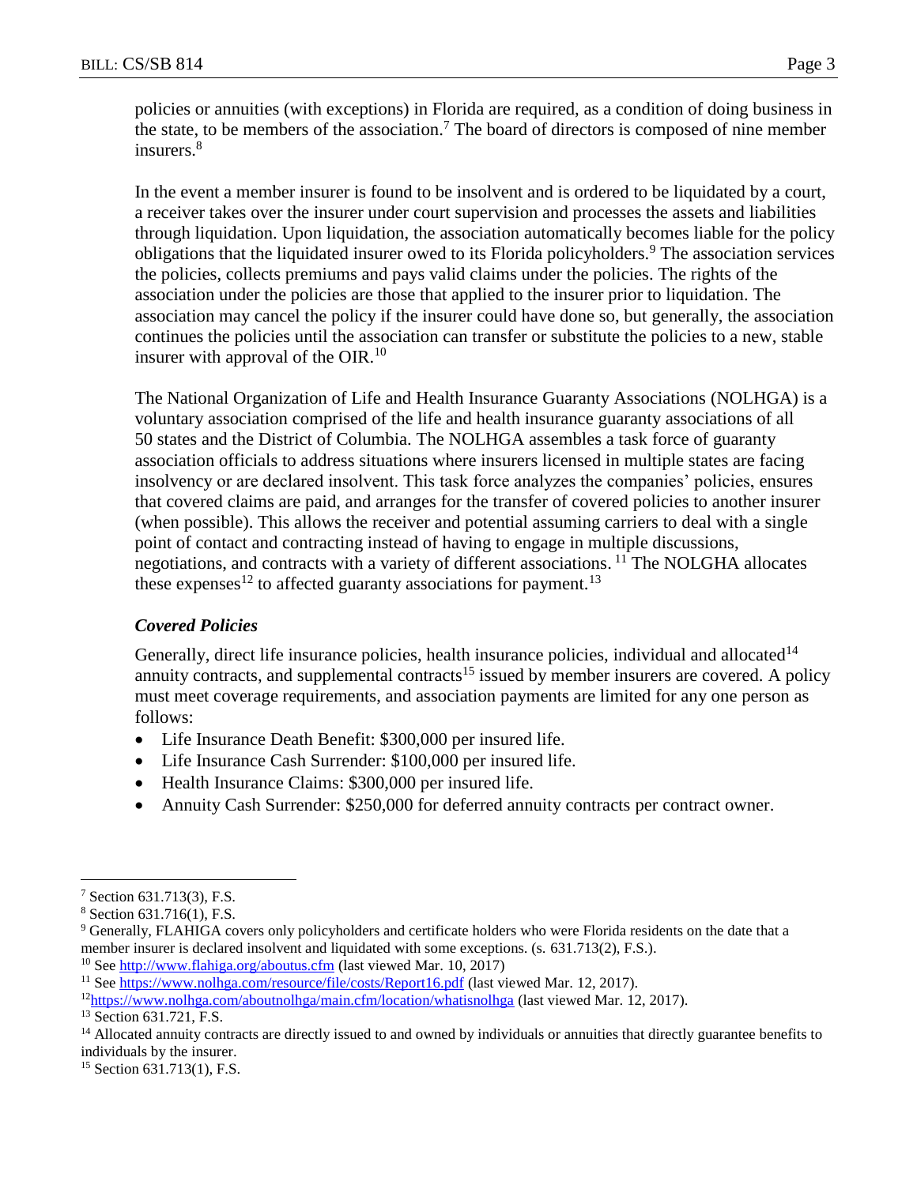policies or annuities (with exceptions) in Florida are required, as a condition of doing business in the state, to be members of the association.[7] The board of directors is composed of nine member insurers.[8]

In the event a member insurer is found to be insolvent and is ordered to be liquidated by a court, a receiver takes over the insurer under court supervision and processes the assets and liabilities through liquidation. Upon liquidation, the association automatically becomes liable for the policy obligations that the liquidated insurer owed to its Florida policyholders.[9] The association services the policies, collects premiums and pays valid claims under the policies. The rights of the association under the policies are those that applied to the insurer prior to liquidation. The association may cancel the policy if the insurer could have done so, but generally, the association continues the policies until the association can transfer or substitute the policies to a new, stable insurer with approval of the OIR.[10]

The National Organization of Life and Health Insurance Guaranty Associations (NOLHGA) is a voluntary association comprised of the life and health insurance guaranty associations of all 50 states and the District of Columbia. The NOLHGA assembles a task force of guaranty association officials to address situations where insurers licensed in multiple states are facing insolvency or are declared insolvent. This task force analyzes the companies' policies, ensures that covered claims are paid, and arranges for the transfer of covered policies to another insurer (when possible). This allows the receiver and potential assuming carriers to deal with a single point of contact and contracting instead of having to engage in multiple discussions, negotiations, and contracts with a variety of different associations.[11] The NOLGHA allocates these expenses[12] to affected guaranty associations for payment.[13]

### *Covered Policies*

Generally, direct life insurance policies, health insurance policies, individual and allocated[14] annuity contracts, and supplemental contracts[15] issued by member insurers are covered. A policy must meet coverage requirements, and association payments are limited for any one person as follows:

- Life Insurance Death Benefit: $300,000 per insured life.
- Life Insurance Cash Surrender: $100,000 per insured life.
- Health Insurance Claims: $300,000 per insured life.
- Annuity Cash Surrender: $250,000 for deferred annuity contracts per contract owner.

---

[7] Section 631.713(3), F.S.

[8] Section 631.716(1), F.S.

[9] Generally, FLAHIGA covers only policyholders and certificate holders who were Florida residents on the date that a member insurer is declared insolvent and liquidated with some exceptions. (s. 631.713(2), F.S.).

[10] See http://www.flahiga.org/aboutus.cfm (last viewed Mar. 10, 2017)

[11] See https://www.nolhga.com/resource/file/costs/Report16.pdf (last viewed Mar. 12, 2017).

[12] https://www.nolhga.com/aboutnolhga/main.cfm/location/whatisnolhga (last viewed Mar. 12, 2017).

[13] Section 631.721, F.S.

[14] Allocated annuity contracts are directly issued to and owned by individuals or annuities that directly guarantee benefits to individuals by the insurer.

[15] Section 631.713(1), F.S.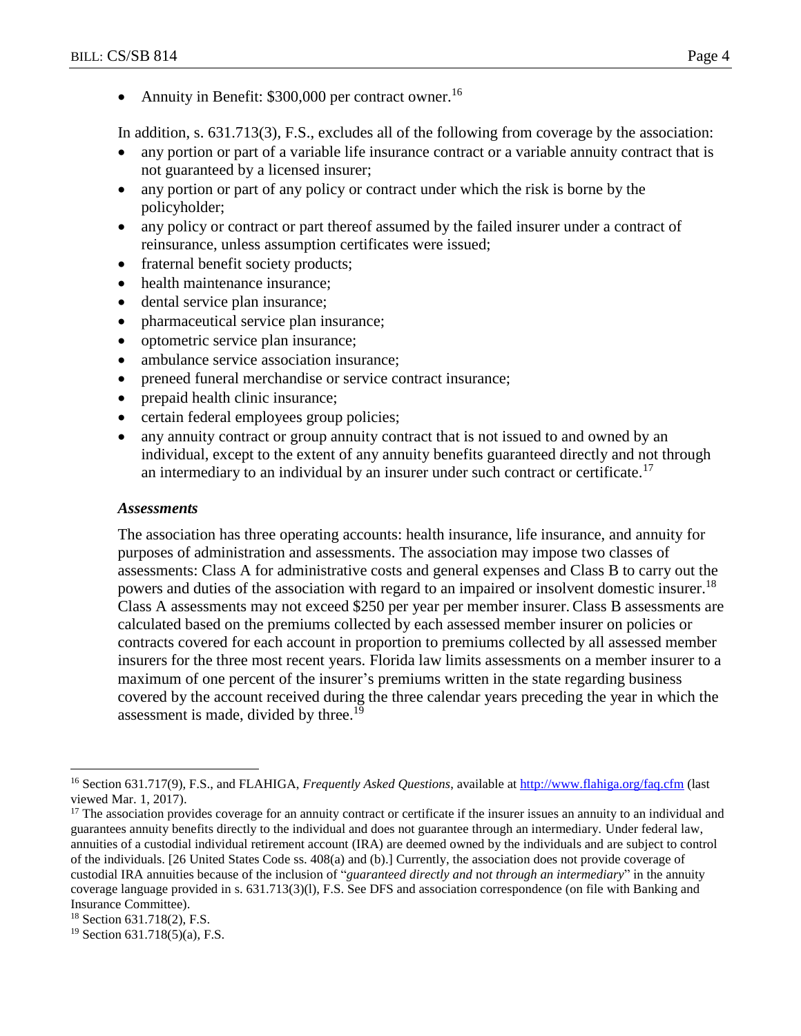- Annuity in Benefit: $300,000 per contract owner.[16]

In addition, s. 631.713(3), F.S., excludes all of the following from coverage by the association:

- any portion or part of a variable life insurance contract or a variable annuity contract that is not guaranteed by a licensed insurer;
- any portion or part of any policy or contract under which the risk is borne by the policyholder;
- any policy or contract or part thereof assumed by the failed insurer under a contract of reinsurance, unless assumption certificates were issued;
- fraternal benefit society products;
- health maintenance insurance;
- dental service plan insurance;
- pharmaceutical service plan insurance;
- optometric service plan insurance;
- ambulance service association insurance;
- preneed funeral merchandise or service contract insurance;
- prepaid health clinic insurance;
- certain federal employees group policies;
- any annuity contract or group annuity contract that is not issued to and owned by an individual, except to the extent of any annuity benefits guaranteed directly and not through an intermediary to an individual by an insurer under such contract or certificate.[17]

### *Assessments*

The association has three operating accounts: health insurance, life insurance, and annuity for purposes of administration and assessments. The association may impose two classes of assessments: Class A for administrative costs and general expenses and Class B to carry out the powers and duties of the association with regard to an impaired or insolvent domestic insurer.[18] Class A assessments may not exceed $250 per year per member insurer. Class B assessments are calculated based on the premiums collected by each assessed member insurer on policies or contracts covered for each account in proportion to premiums collected by all assessed member insurers for the three most recent years. Florida law limits assessments on a member insurer to a maximum of one percent of the insurer's premiums written in the state regarding business covered by the account received during the three calendar years preceding the year in which the assessment is made, divided by three.[19]

---

[16] Section 631.717(9), F.S., and FLAHIGA, *Frequently Asked Questions*, available at http://www.flahiga.org/faq.cfm (last viewed Mar. 1, 2017).

[17] The association provides coverage for an annuity contract or certificate if the insurer issues an annuity to an individual and guarantees annuity benefits directly to the individual and does not guarantee through an intermediary. Under federal law, annuities of a custodial individual retirement account (IRA) are deemed owned by the individuals and are subject to control of the individuals. [26 United States Code ss. 408(a) and (b).] Currently, the association does not provide coverage of custodial IRA annuities because of the inclusion of "*guaranteed directly and* n*ot through an intermediary*" in the annuity coverage language provided in s. 631.713(3)(l), F.S. See DFS and association correspondence (on file with Banking and Insurance Committee).

[18] Section 631.718(2), F.S.

[19] Section 631.718(5)(a), F.S.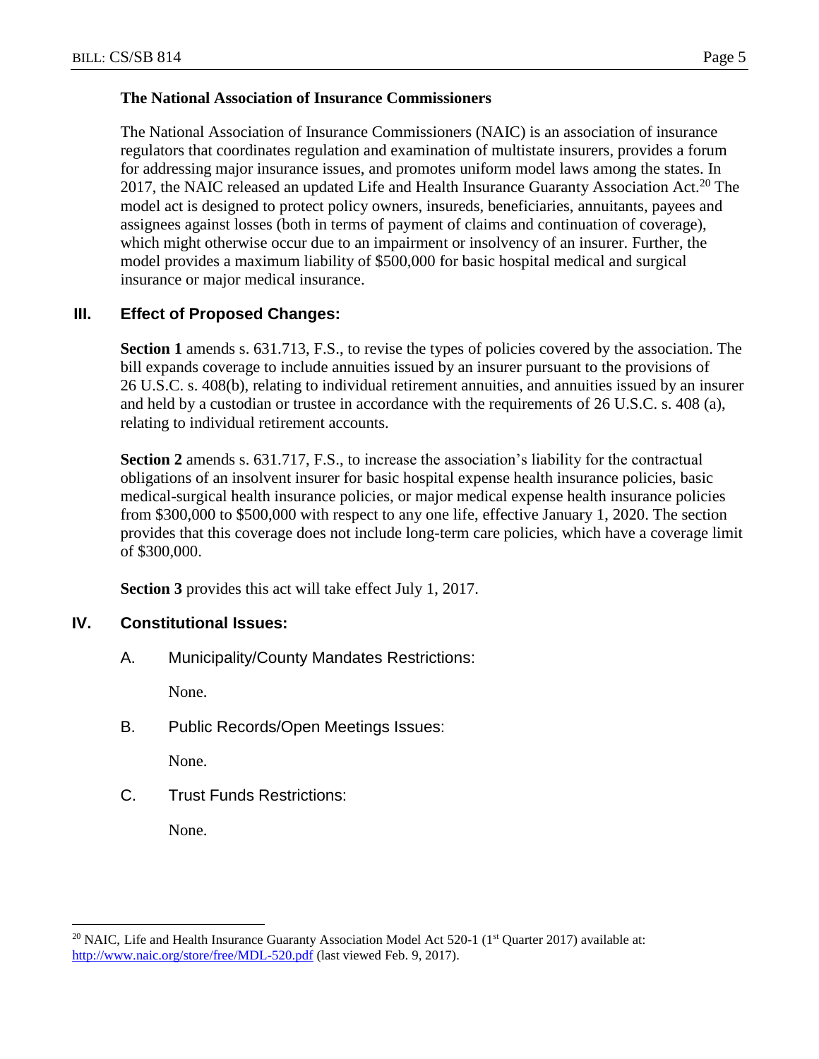**The National Association of Insurance Commissioners**

The National Association of Insurance Commissioners (NAIC) is an association of insurance regulators that coordinates regulation and examination of multistate insurers, provides a forum for addressing major insurance issues, and promotes uniform model laws among the states. In 2017, the NAIC released an updated Life and Health Insurance Guaranty Association Act.[20] The model act is designed to protect policy owners, insureds, beneficiaries, annuitants, payees and assignees against losses (both in terms of payment of claims and continuation of coverage), which might otherwise occur due to an impairment or insolvency of an insurer. Further, the model provides a maximum liability of $500,000 for basic hospital medical and surgical insurance or major medical insurance.

## III. Effect of Proposed Changes:

**Section 1** amends s. 631.713, F.S., to revise the types of policies covered by the association. The bill expands coverage to include annuities issued by an insurer pursuant to the provisions of 26 U.S.C. s. 408(b), relating to individual retirement annuities, and annuities issued by an insurer and held by a custodian or trustee in accordance with the requirements of 26 U.S.C. s. 408 (a), relating to individual retirement accounts.

**Section 2** amends s. 631.717, F.S., to increase the association's liability for the contractual obligations of an insolvent insurer for basic hospital expense health insurance policies, basic medical-surgical health insurance policies, or major medical expense health insurance policies from $300,000 to $500,000 with respect to any one life, effective January 1, 2020. The section provides that this coverage does not include long-term care policies, which have a coverage limit of $300,000.

**Section 3** provides this act will take effect July 1, 2017.

## IV. Constitutional Issues:

A. Municipality/County Mandates Restrictions:

None.

B. Public Records/Open Meetings Issues:

None.

C. Trust Funds Restrictions:

None.

---

[20] NAIC, Life and Health Insurance Guaranty Association Model Act 520-1 (1st Quarter 2017) available at: http://www.naic.org/store/free/MDL-520.pdf (last viewed Feb. 9, 2017).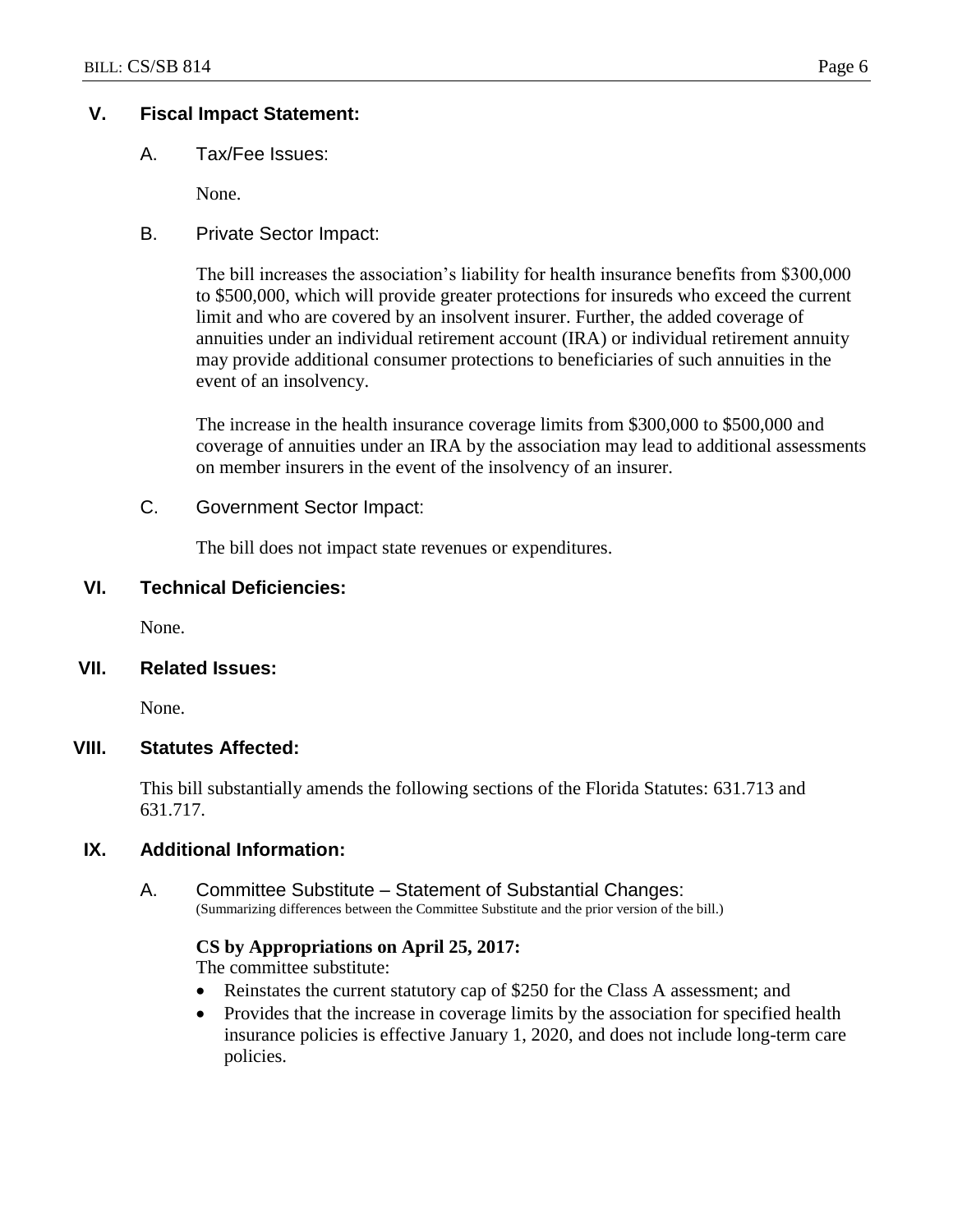## V. Fiscal Impact Statement:

### A. Tax/Fee Issues:

None.

### B. Private Sector Impact:

The bill increases the association's liability for health insurance benefits from $300,000 to $500,000, which will provide greater protections for insureds who exceed the current limit and who are covered by an insolvent insurer. Further, the added coverage of annuities under an individual retirement account (IRA) or individual retirement annuity may provide additional consumer protections to beneficiaries of such annuities in the event of an insolvency.

The increase in the health insurance coverage limits from $300,000 to $500,000 and coverage of annuities under an IRA by the association may lead to additional assessments on member insurers in the event of the insolvency of an insurer.

### C. Government Sector Impact:

The bill does not impact state revenues or expenditures.

## VI. Technical Deficiencies:

None.

## VII. Related Issues:

None.

## VIII. Statutes Affected:

This bill substantially amends the following sections of the Florida Statutes: 631.713 and 631.717.

## IX. Additional Information:

### A. Committee Substitute – Statement of Substantial Changes:

(Summarizing differences between the Committee Substitute and the prior version of the bill.)

**CS by Appropriations on April 25, 2017:**

The committee substitute:

- Reinstates the current statutory cap of $250 for the Class A assessment; and
- Provides that the increase in coverage limits by the association for specified health insurance policies is effective January 1, 2020, and does not include long-term care policies.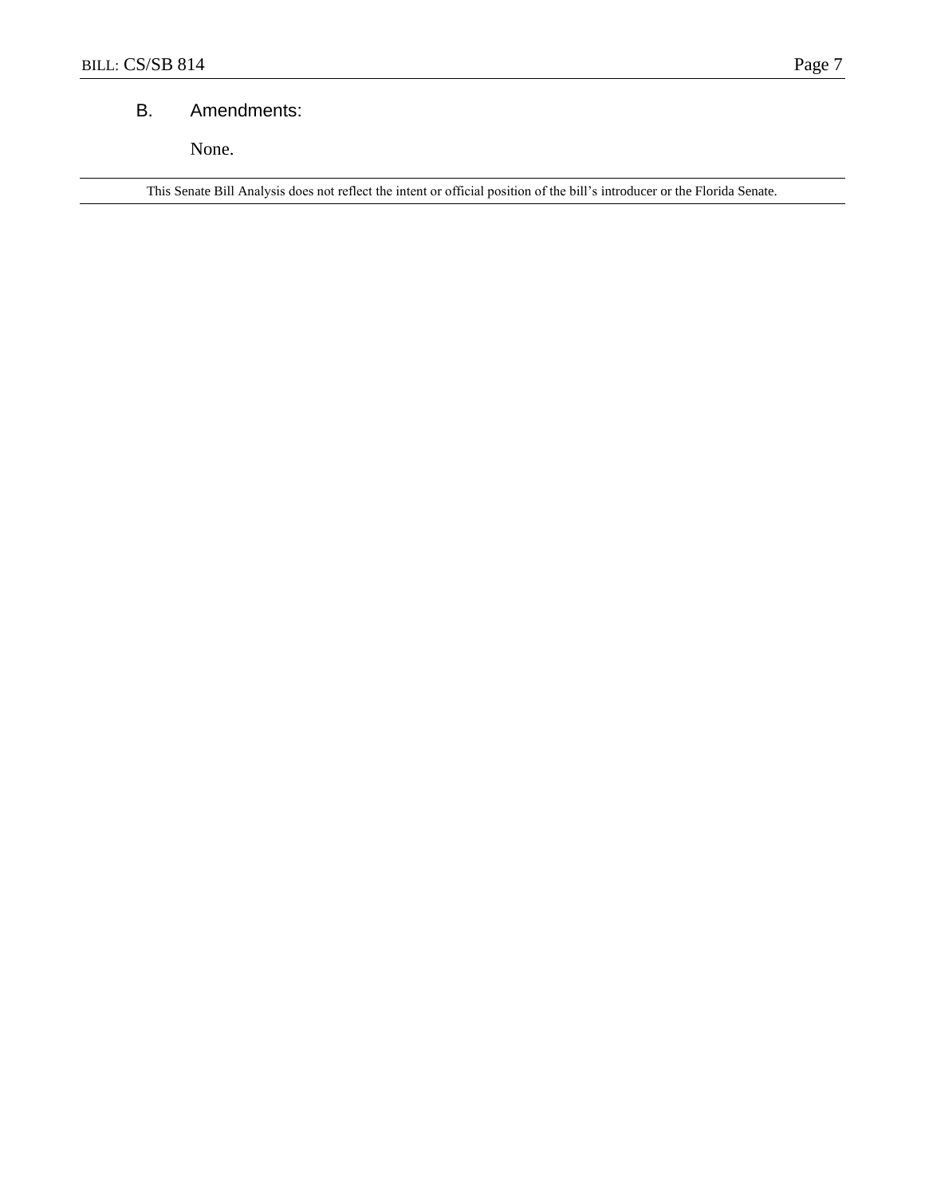## B. Amendments:

None.

---

This Senate Bill Analysis does not reflect the intent or official position of the bill's introducer or the Florida Senate.

---